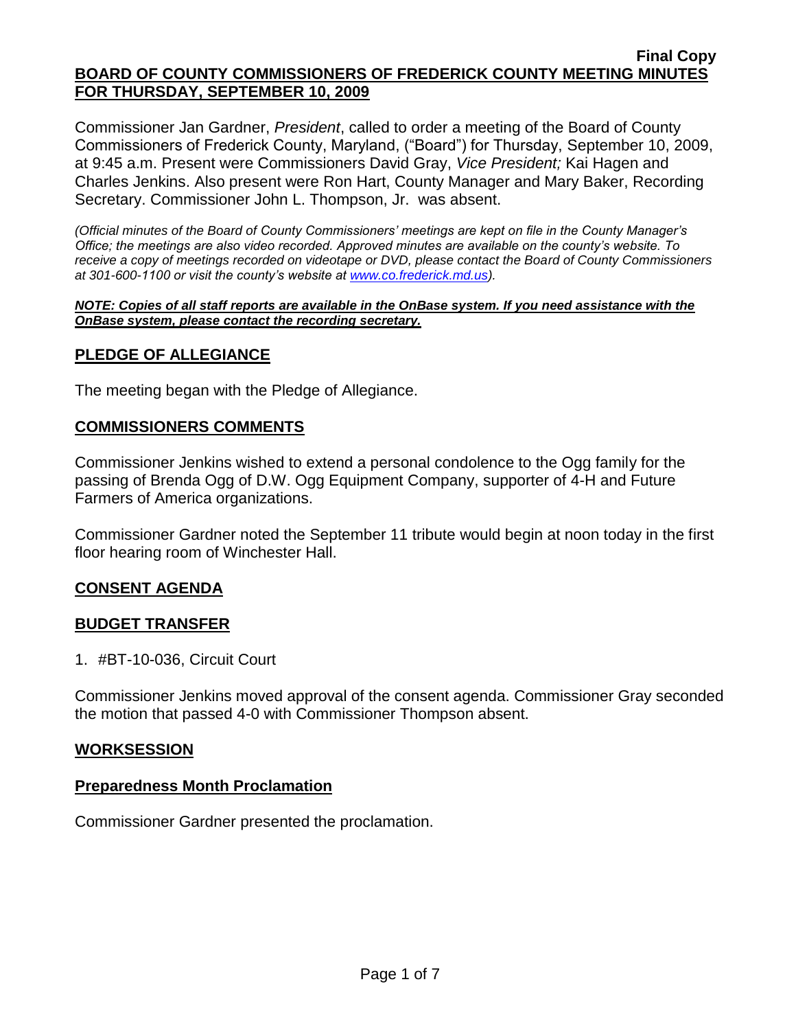**Final Copy**

# BOARD OF COUNTY COMMISSIONERS OF FREDERICK COUNTY MEETING MINUTES FOR THURSDAY, SEPTEMBER 10, 2009

Commissioner Jan Gardner, *President*, called to order a meeting of the Board of County Commissioners of Frederick County, Maryland, ("Board") for Thursday, September 10, 2009, at 9:45 a.m. Present were Commissioners David Gray, *Vice President;* Kai Hagen and Charles Jenkins. Also present were Ron Hart, County Manager and Mary Baker, Recording Secretary. Commissioner John L. Thompson, Jr. was absent.

*(Official minutes of the Board of County Commissioners' meetings are kept on file in the County Manager's Office; the meetings are also video recorded. Approved minutes are available on the county's website. To receive a copy of meetings recorded on videotape or DVD, please contact the Board of County Commissioners at 301-600-1100 or visit the county's website at www.co.frederick.md.us).*

***NOTE: Copies of all staff reports are available in the OnBase system. If you need assistance with the OnBase system, please contact the recording secretary.***

## PLEDGE OF ALLEGIANCE

The meeting began with the Pledge of Allegiance.

## COMMISSIONERS COMMENTS

Commissioner Jenkins wished to extend a personal condolence to the Ogg family for the passing of Brenda Ogg of D.W. Ogg Equipment Company, supporter of 4-H and Future Farmers of America organizations.

Commissioner Gardner noted the September 11 tribute would begin at noon today in the first floor hearing room of Winchester Hall.

## CONSENT AGENDA

## BUDGET TRANSFER

1. #BT-10-036, Circuit Court

Commissioner Jenkins moved approval of the consent agenda. Commissioner Gray seconded the motion that passed 4-0 with Commissioner Thompson absent.

## WORKSESSION

### Preparedness Month Proclamation

Commissioner Gardner presented the proclamation.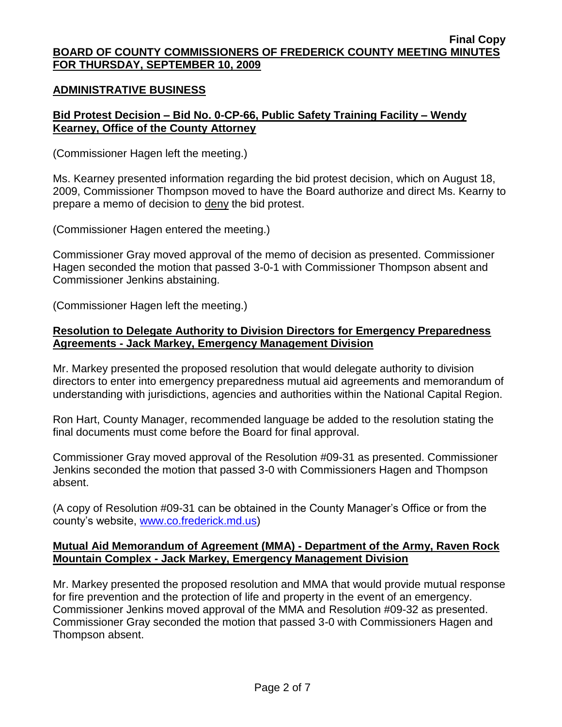**Final Copy**

**BOARD OF COUNTY COMMISSIONERS OF FREDERICK COUNTY MEETING MINUTES FOR THURSDAY, SEPTEMBER 10, 2009**

## ADMINISTRATIVE BUSINESS

### Bid Protest Decision – Bid No. 0-CP-66, Public Safety Training Facility – Wendy Kearney, Office of the County Attorney

(Commissioner Hagen left the meeting.)

Ms. Kearney presented information regarding the bid protest decision, which on August 18, 2009, Commissioner Thompson moved to have the Board authorize and direct Ms. Kearny to prepare a memo of decision to deny the bid protest.

(Commissioner Hagen entered the meeting.)

Commissioner Gray moved approval of the memo of decision as presented. Commissioner Hagen seconded the motion that passed 3-0-1 with Commissioner Thompson absent and Commissioner Jenkins abstaining.

(Commissioner Hagen left the meeting.)

### Resolution to Delegate Authority to Division Directors for Emergency Preparedness Agreements - Jack Markey, Emergency Management Division

Mr. Markey presented the proposed resolution that would delegate authority to division directors to enter into emergency preparedness mutual aid agreements and memorandum of understanding with jurisdictions, agencies and authorities within the National Capital Region.

Ron Hart, County Manager, recommended language be added to the resolution stating the final documents must come before the Board for final approval.

Commissioner Gray moved approval of the Resolution #09-31 as presented. Commissioner Jenkins seconded the motion that passed 3-0 with Commissioners Hagen and Thompson absent.

(A copy of Resolution #09-31 can be obtained in the County Manager's Office or from the county's website, www.co.frederick.md.us)

### Mutual Aid Memorandum of Agreement (MMA) - Department of the Army, Raven Rock Mountain Complex - Jack Markey, Emergency Management Division

Mr. Markey presented the proposed resolution and MMA that would provide mutual response for fire prevention and the protection of life and property in the event of an emergency. Commissioner Jenkins moved approval of the MMA and Resolution #09-32 as presented. Commissioner Gray seconded the motion that passed 3-0 with Commissioners Hagen and Thompson absent.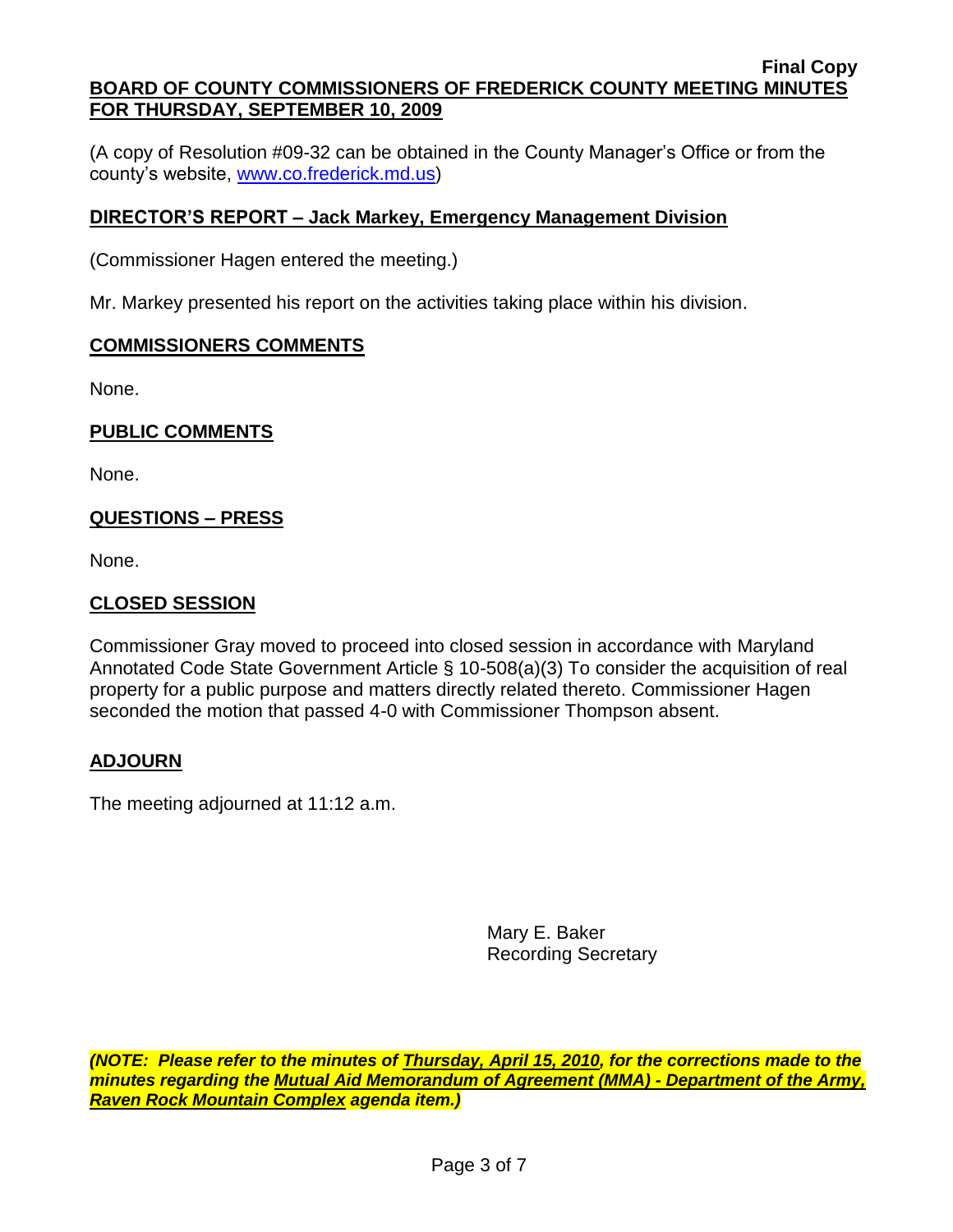**Final Copy**

**BOARD OF COUNTY COMMISSIONERS OF FREDERICK COUNTY MEETING MINUTES FOR THURSDAY, SEPTEMBER 10, 2009**

(A copy of Resolution #09-32 can be obtained in the County Manager's Office or from the county's website, [www.co.frederick.md.us](www.co.frederick.md.us))

## DIRECTOR'S REPORT – Jack Markey, Emergency Management Division

(Commissioner Hagen entered the meeting.)

Mr. Markey presented his report on the activities taking place within his division.

## COMMISSIONERS COMMENTS

None.

## PUBLIC COMMENTS

None.

## QUESTIONS – PRESS

None.

## CLOSED SESSION

Commissioner Gray moved to proceed into closed session in accordance with Maryland Annotated Code State Government Article § 10-508(a)(3) To consider the acquisition of real property for a public purpose and matters directly related thereto. Commissioner Hagen seconded the motion that passed 4-0 with Commissioner Thompson absent.

## ADJOURN

The meeting adjourned at 11:12 a.m.

Mary E. Baker
Recording Secretary

***(NOTE: Please refer to the minutes of Thursday, April 15, 2010, for the corrections made to the minutes regarding the Mutual Aid Memorandum of Agreement (MMA) - Department of the Army, Raven Rock Mountain Complex agenda item.)***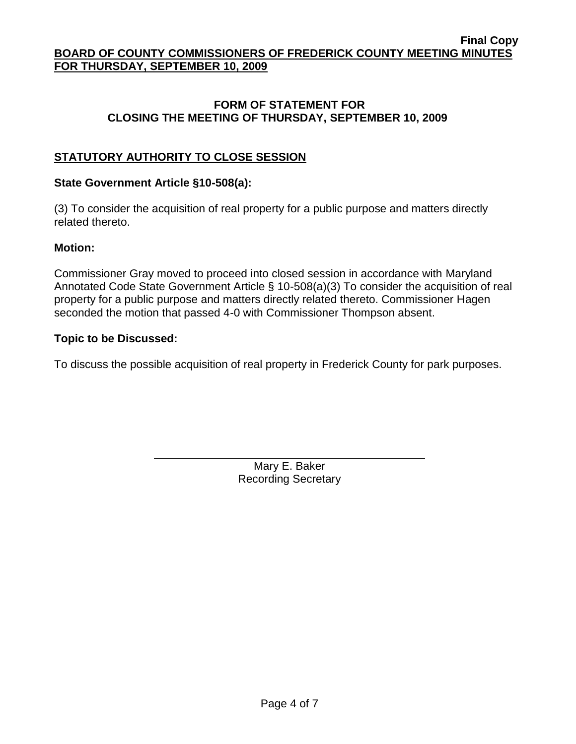## FORM OF STATEMENT FOR CLOSING THE MEETING OF THURSDAY, SEPTEMBER 10, 2009

### STATUTORY AUTHORITY TO CLOSE SESSION

**State Government Article §10-508(a):**

(3) To consider the acquisition of real property for a public purpose and matters directly related thereto.

**Motion:**

Commissioner Gray moved to proceed into closed session in accordance with Maryland Annotated Code State Government Article § 10-508(a)(3) To consider the acquisition of real property for a public purpose and matters directly related thereto. Commissioner Hagen seconded the motion that passed 4-0 with Commissioner Thompson absent.

**Topic to be Discussed:**

To discuss the possible acquisition of real property in Frederick County for park purposes.

Mary E. Baker
Recording Secretary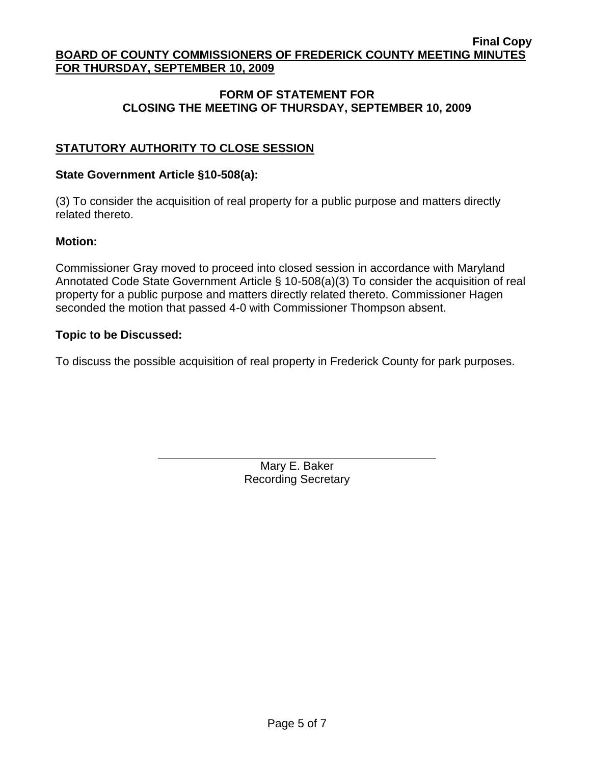## FORM OF STATEMENT FOR CLOSING THE MEETING OF THURSDAY, SEPTEMBER 10, 2009

### STATUTORY AUTHORITY TO CLOSE SESSION

**State Government Article §10-508(a):**

(3) To consider the acquisition of real property for a public purpose and matters directly related thereto.

**Motion:**

Commissioner Gray moved to proceed into closed session in accordance with Maryland Annotated Code State Government Article § 10-508(a)(3) To consider the acquisition of real property for a public purpose and matters directly related thereto. Commissioner Hagen seconded the motion that passed 4-0 with Commissioner Thompson absent.

**Topic to be Discussed:**

To discuss the possible acquisition of real property in Frederick County for park purposes.

Mary E. Baker
Recording Secretary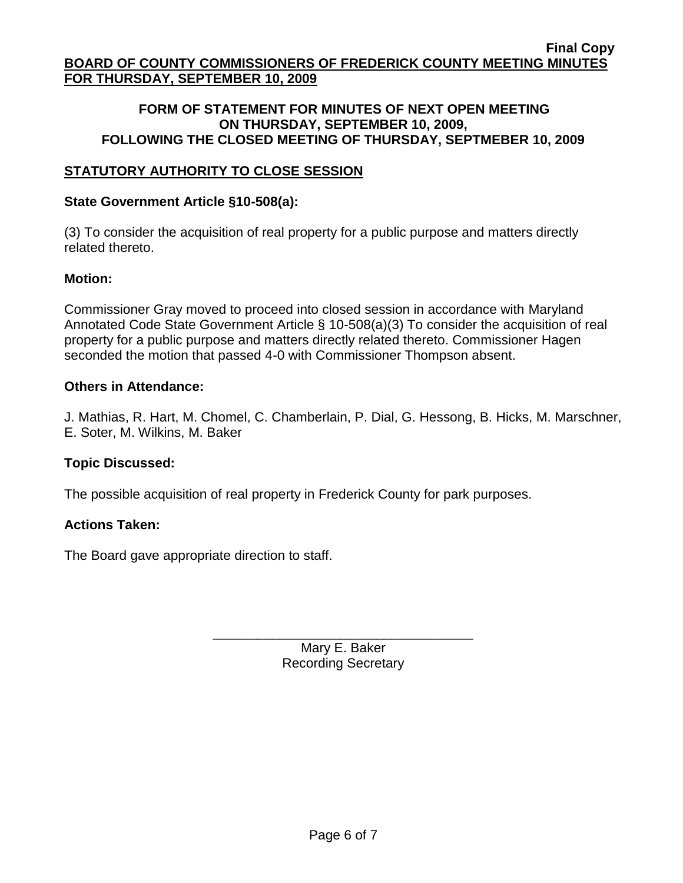**Final Copy**

**BOARD OF COUNTY COMMISSIONERS OF FREDERICK COUNTY MEETING MINUTES FOR THURSDAY, SEPTEMBER 10, 2009**

**FORM OF STATEMENT FOR MINUTES OF NEXT OPEN MEETING ON THURSDAY, SEPTEMBER 10, 2009, FOLLOWING THE CLOSED MEETING OF THURSDAY, SEPTMEBER 10, 2009**

## STATUTORY AUTHORITY TO CLOSE SESSION

**State Government Article §10-508(a):**

(3) To consider the acquisition of real property for a public purpose and matters directly related thereto.

**Motion:**

Commissioner Gray moved to proceed into closed session in accordance with Maryland Annotated Code State Government Article § 10-508(a)(3) To consider the acquisition of real property for a public purpose and matters directly related thereto. Commissioner Hagen seconded the motion that passed 4-0 with Commissioner Thompson absent.

**Others in Attendance:**

J. Mathias, R. Hart, M. Chomel, C. Chamberlain, P. Dial, G. Hessong, B. Hicks, M. Marschner, E. Soter, M. Wilkins, M. Baker

**Topic Discussed:**

The possible acquisition of real property in Frederick County for park purposes.

**Actions Taken:**

The Board gave appropriate direction to staff.

\_\_\_\_\_\_\_\_\_\_\_\_\_\_\_\_\_\_\_\_\_\_\_\_\_\_\_\_\_\_\_\_\_\_\_

Mary E. Baker
Recording Secretary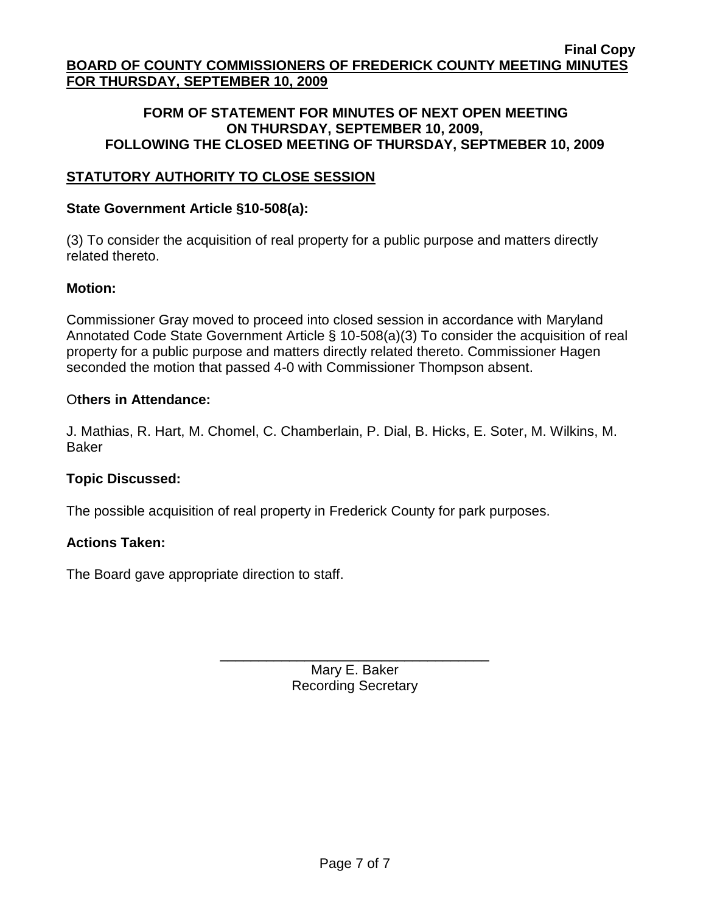**Final Copy**

**BOARD OF COUNTY COMMISSIONERS OF FREDERICK COUNTY MEETING MINUTES FOR THURSDAY, SEPTEMBER 10, 2009**

**FORM OF STATEMENT FOR MINUTES OF NEXT OPEN MEETING ON THURSDAY, SEPTEMBER 10, 2009, FOLLOWING THE CLOSED MEETING OF THURSDAY, SEPTMEBER 10, 2009**

**STATUTORY AUTHORITY TO CLOSE SESSION**

**State Government Article §10-508(a):**

(3) To consider the acquisition of real property for a public purpose and matters directly related thereto.

**Motion:**

Commissioner Gray moved to proceed into closed session in accordance with Maryland Annotated Code State Government Article § 10-508(a)(3) To consider the acquisition of real property for a public purpose and matters directly related thereto. Commissioner Hagen seconded the motion that passed 4-0 with Commissioner Thompson absent.

O**thers in Attendance:**

J. Mathias, R. Hart, M. Chomel, C. Chamberlain, P. Dial, B. Hicks, E. Soter, M. Wilkins, M. Baker

**Topic Discussed:**

The possible acquisition of real property in Frederick County for park purposes.

**Actions Taken:**

The Board gave appropriate direction to staff.

\_\_\_\_\_\_\_\_\_\_\_\_\_\_\_\_\_\_\_\_\_\_\_\_\_\_\_\_\_\_\_\_\_\_\_

Mary E. Baker
Recording Secretary